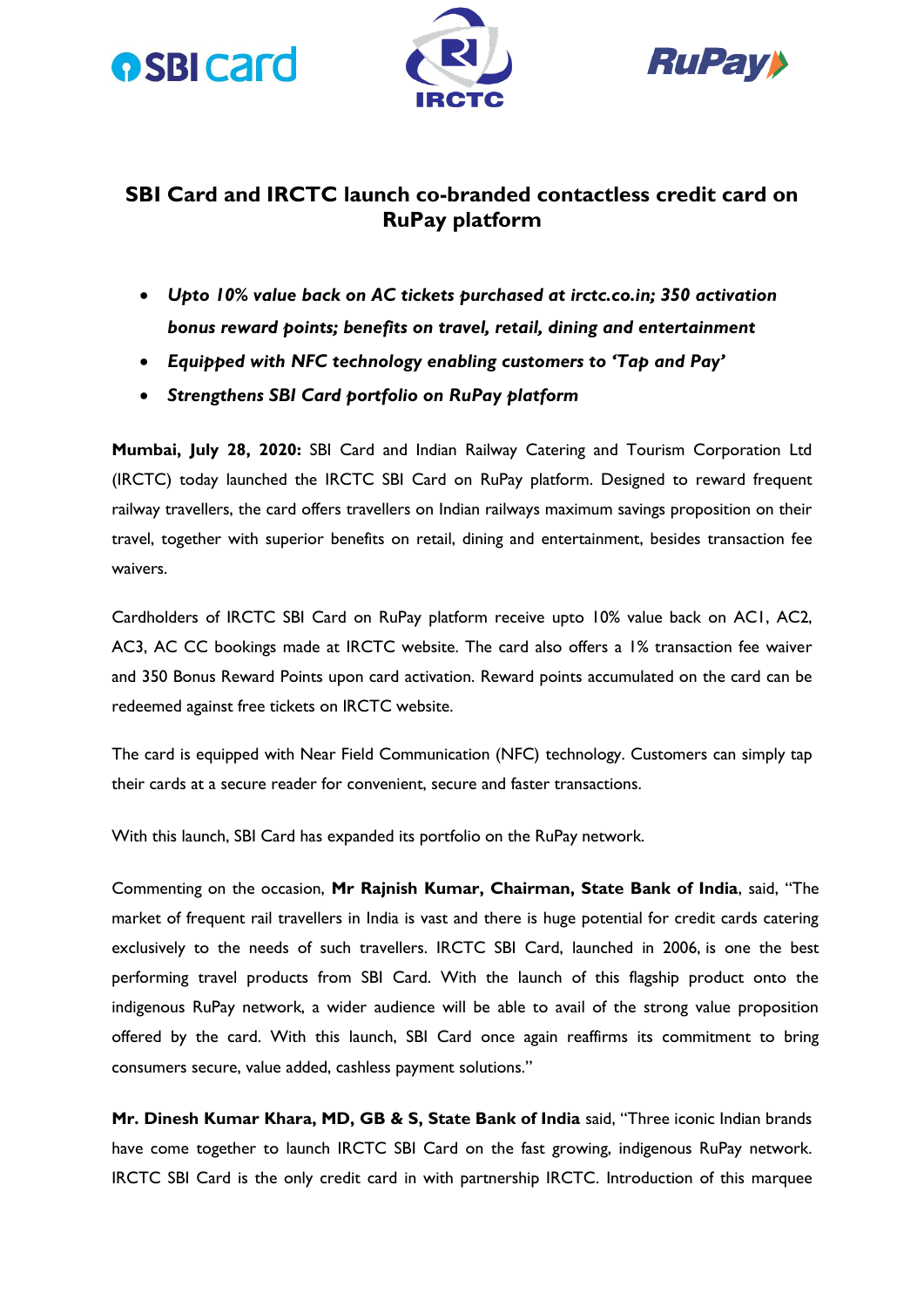# SBI Card and IRCTC launch co-branded contactless credit card on RuPay platform

- ***Upto 10% value back on AC tickets purchased at irctc.co.in; 350 activation bonus reward points; benefits on travel, retail, dining and entertainment***
- ***Equipped with NFC technology enabling customers to 'Tap and Pay'***
- ***Strengthens SBI Card portfolio on RuPay platform***

**Mumbai, July 28, 2020:** SBI Card and Indian Railway Catering and Tourism Corporation Ltd (IRCTC) today launched the IRCTC SBI Card on RuPay platform. Designed to reward frequent railway travellers, the card offers travellers on Indian railways maximum savings proposition on their travel, together with superior benefits on retail, dining and entertainment, besides transaction fee waivers.

Cardholders of IRCTC SBI Card on RuPay platform receive upto 10% value back on AC1, AC2, AC3, AC CC bookings made at IRCTC website. The card also offers a 1% transaction fee waiver and 350 Bonus Reward Points upon card activation. Reward points accumulated on the card can be redeemed against free tickets on IRCTC website.

The card is equipped with Near Field Communication (NFC) technology. Customers can simply tap their cards at a secure reader for convenient, secure and faster transactions.

With this launch, SBI Card has expanded its portfolio on the RuPay network.

Commenting on the occasion, **Mr Rajnish Kumar, Chairman, State Bank of India**, said, "The market of frequent rail travellers in India is vast and there is huge potential for credit cards catering exclusively to the needs of such travellers. IRCTC SBI Card, launched in 2006, is one the best performing travel products from SBI Card. With the launch of this flagship product onto the indigenous RuPay network, a wider audience will be able to avail of the strong value proposition offered by the card. With this launch, SBI Card once again reaffirms its commitment to bring consumers secure, value added, cashless payment solutions."

**Mr. Dinesh Kumar Khara, MD, GB & S, State Bank of India** said, "Three iconic Indian brands have come together to launch IRCTC SBI Card on the fast growing, indigenous RuPay network. IRCTC SBI Card is the only credit card in with partnership IRCTC. Introduction of this marquee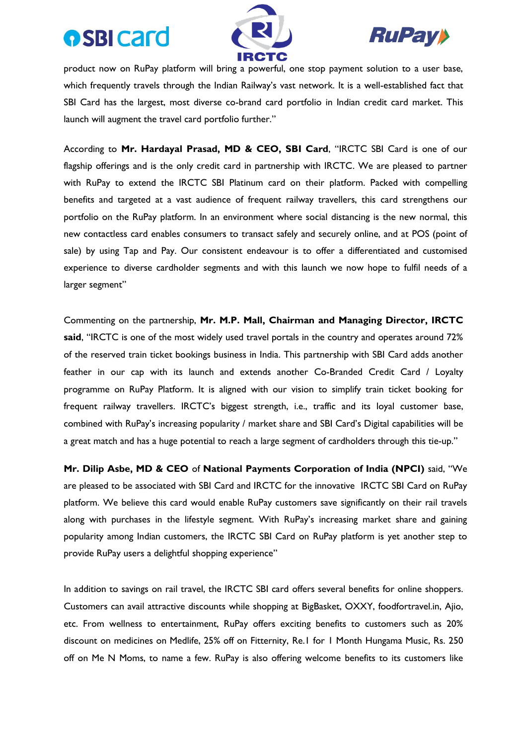product now on RuPay platform will bring a powerful, one stop payment solution to a user base, which frequently travels through the Indian Railway's vast network. It is a well-established fact that SBI Card has the largest, most diverse co-brand card portfolio in Indian credit card market. This launch will augment the travel card portfolio further."

According to **Mr. Hardayal Prasad, MD & CEO, SBI Card**, "IRCTC SBI Card is one of our flagship offerings and is the only credit card in partnership with IRCTC. We are pleased to partner with RuPay to extend the IRCTC SBI Platinum card on their platform. Packed with compelling benefits and targeted at a vast audience of frequent railway travellers, this card strengthens our portfolio on the RuPay platform. In an environment where social distancing is the new normal, this new contactless card enables consumers to transact safely and securely online, and at POS (point of sale) by using Tap and Pay. Our consistent endeavour is to offer a differentiated and customised experience to diverse cardholder segments and with this launch we now hope to fulfil needs of a larger segment"

Commenting on the partnership, **Mr. M.P. Mall, Chairman and Managing Director, IRCTC said**, "IRCTC is one of the most widely used travel portals in the country and operates around 72% of the reserved train ticket bookings business in India. This partnership with SBI Card adds another feather in our cap with its launch and extends another Co-Branded Credit Card / Loyalty programme on RuPay Platform. It is aligned with our vision to simplify train ticket booking for frequent railway travellers. IRCTC's biggest strength, i.e., traffic and its loyal customer base, combined with RuPay's increasing popularity / market share and SBI Card's Digital capabilities will be a great match and has a huge potential to reach a large segment of cardholders through this tie-up."

**Mr. Dilip Asbe, MD & CEO** of **National Payments Corporation of India (NPCI)** said, "We are pleased to be associated with SBI Card and IRCTC for the innovative IRCTC SBI Card on RuPay platform. We believe this card would enable RuPay customers save significantly on their rail travels along with purchases in the lifestyle segment. With RuPay's increasing market share and gaining popularity among Indian customers, the IRCTC SBI Card on RuPay platform is yet another step to provide RuPay users a delightful shopping experience"

In addition to savings on rail travel, the IRCTC SBI card offers several benefits for online shoppers. Customers can avail attractive discounts while shopping at BigBasket, OXXY, foodfortravel.in, Ajio, etc. From wellness to entertainment, RuPay offers exciting benefits to customers such as 20% discount on medicines on Medlife, 25% off on Fitternity, Re.1 for 1 Month Hungama Music, Rs. 250 off on Me N Moms, to name a few. RuPay is also offering welcome benefits to its customers like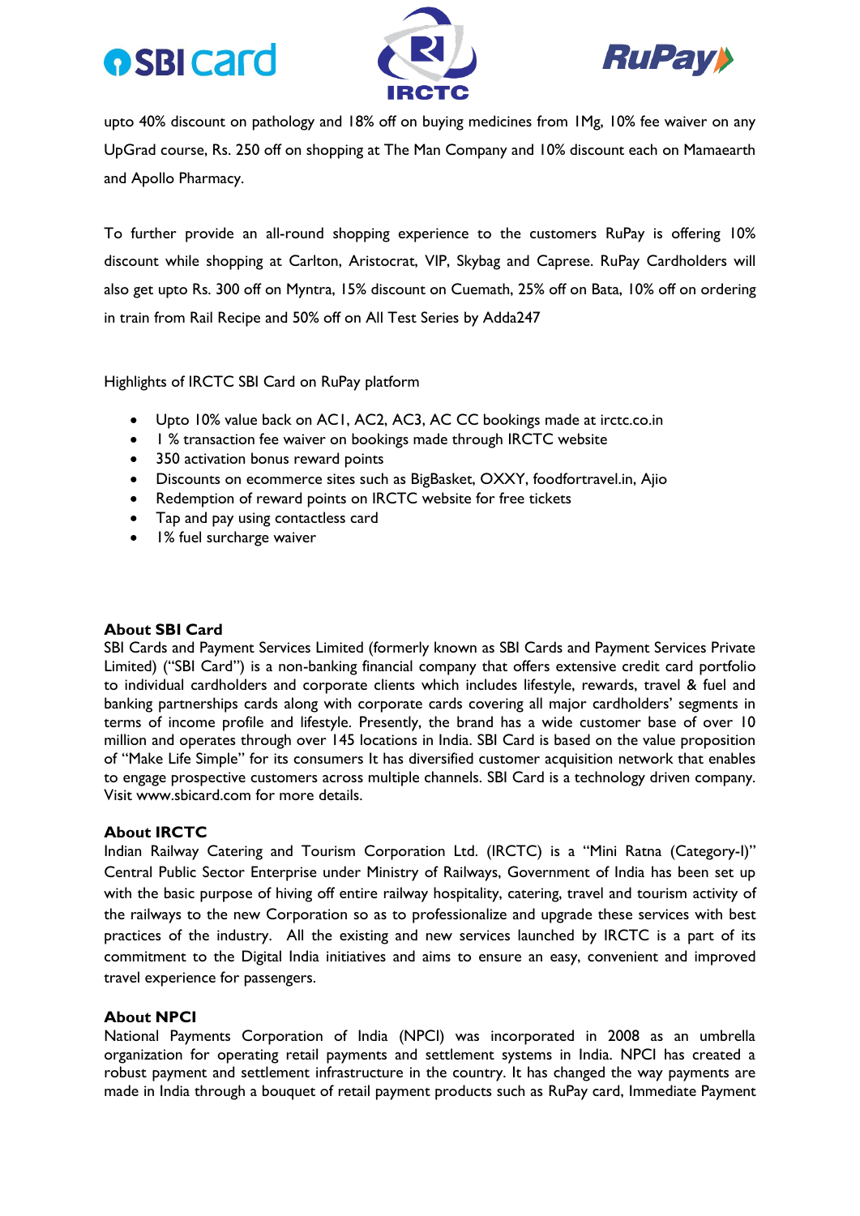upto 40% discount on pathology and 18% off on buying medicines from 1Mg, 10% fee waiver on any UpGrad course, Rs. 250 off on shopping at The Man Company and 10% discount each on Mamaearth and Apollo Pharmacy.

To further provide an all-round shopping experience to the customers RuPay is offering 10% discount while shopping at Carlton, Aristocrat, VIP, Skybag and Caprese. RuPay Cardholders will also get upto Rs. 300 off on Myntra, 15% discount on Cuemath, 25% off on Bata, 10% off on ordering in train from Rail Recipe and 50% off on All Test Series by Adda247

Highlights of IRCTC SBI Card on RuPay platform

- Upto 10% value back on AC1, AC2, AC3, AC CC bookings made at irctc.co.in
- 1 % transaction fee waiver on bookings made through IRCTC website
- 350 activation bonus reward points
- Discounts on ecommerce sites such as BigBasket, OXXY, foodfortravel.in, Ajio
- Redemption of reward points on IRCTC website for free tickets
- Tap and pay using contactless card
- 1% fuel surcharge waiver

**About SBI Card**

SBI Cards and Payment Services Limited (formerly known as SBI Cards and Payment Services Private Limited) ("SBI Card") is a non-banking financial company that offers extensive credit card portfolio to individual cardholders and corporate clients which includes lifestyle, rewards, travel & fuel and banking partnerships cards along with corporate cards covering all major cardholders' segments in terms of income profile and lifestyle. Presently, the brand has a wide customer base of over 10 million and operates through over 145 locations in India. SBI Card is based on the value proposition of "Make Life Simple" for its consumers It has diversified customer acquisition network that enables to engage prospective customers across multiple channels. SBI Card is a technology driven company. Visit www.sbicard.com for more details.

**About IRCTC**

Indian Railway Catering and Tourism Corporation Ltd. (IRCTC) is a "Mini Ratna (Category-I)" Central Public Sector Enterprise under Ministry of Railways, Government of India has been set up with the basic purpose of hiving off entire railway hospitality, catering, travel and tourism activity of the railways to the new Corporation so as to professionalize and upgrade these services with best practices of the industry. All the existing and new services launched by IRCTC is a part of its commitment to the Digital India initiatives and aims to ensure an easy, convenient and improved travel experience for passengers.

**About NPCI**

National Payments Corporation of India (NPCI) was incorporated in 2008 as an umbrella organization for operating retail payments and settlement systems in India. NPCI has created a robust payment and settlement infrastructure in the country. It has changed the way payments are made in India through a bouquet of retail payment products such as RuPay card, Immediate Payment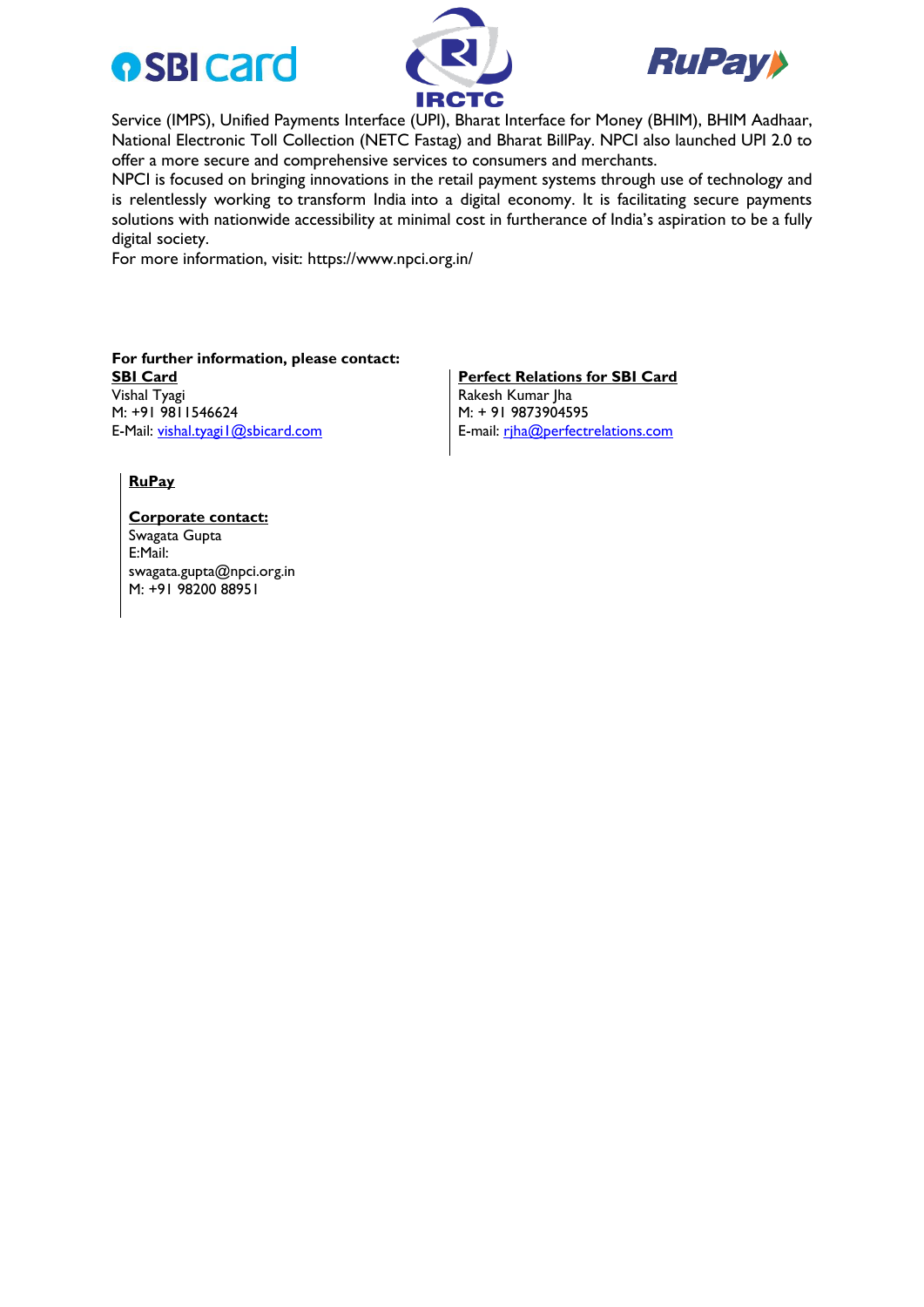Service (IMPS), Unified Payments Interface (UPI), Bharat Interface for Money (BHIM), BHIM Aadhaar, National Electronic Toll Collection (NETC Fastag) and Bharat BillPay. NPCI also launched UPI 2.0 to offer a more secure and comprehensive services to consumers and merchants.

NPCI is focused on bringing innovations in the retail payment systems through use of technology and is relentlessly working to transform India into a digital economy. It is facilitating secure payments solutions with nationwide accessibility at minimal cost in furtherance of India's aspiration to be a fully digital society.

For more information, visit: https://www.npci.org.in/

**For further information, please contact:**

**SBI Card**
Vishal Tyagi
M: +91 9811546624
E-Mail: vishal.tyagi1@sbicard.com

**Perfect Relations for SBI Card**
Rakesh Kumar Jha
M: + 91 9873904595
E-mail: rjha@perfectrelations.com

**RuPay**

**Corporate contact:**
Swagata Gupta
E:Mail:
swagata.gupta@npci.org.in
M: +91 98200 88951